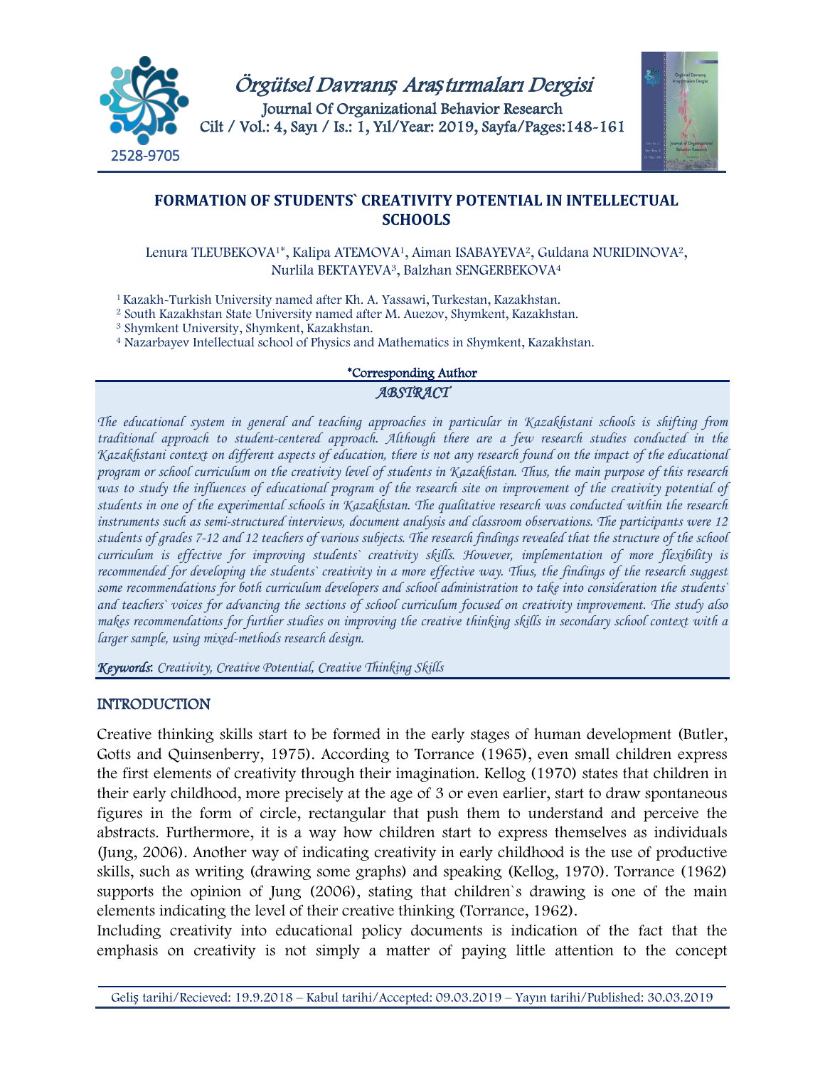# FORMATION OF STUDENTS` CREATIVITY POTENTIAL IN INTELLECTUAL SCHOOLS

Lenura TLEUBEKOVA[1]*, Kalipa ATEMOVA[1], Aiman ISABAYEVA[2], Guldana NURIDINOVA[2], Nurlila BEKTAYEVA[3], Balzhan SENGERBEKOVA[4]

[1] Kazakh-Turkish University named after Kh. A. Yassawi, Turkestan, Kazakhstan.
[2] South Kazakhstan State University named after M. Auezov, Shymkent, Kazakhstan.
[3] Shymkent University, Shymkent, Kazakhstan.
[4] Nazarbayev Intellectual school of Physics and Mathematics in Shymkent, Kazakhstan.

*Corresponding Author

## ABSTRACT

*The educational system in general and teaching approaches in particular in Kazakhstani schools is shifting from traditional approach to student-centered approach. Although there are a few research studies conducted in the Kazakhstani context on different aspects of education, there is not any research found on the impact of the educational program or school curriculum on the creativity level of students in Kazakhstan. Thus, the main purpose of this research was to study the influences of educational program of the research site on improvement of the creativity potential of students in one of the experimental schools in Kazakhstan. The qualitative research was conducted within the research instruments such as semi-structured interviews, document analysis and classroom observations. The participants were 12 students of grades 7-12 and 12 teachers of various subjects. The research findings revealed that the structure of the school curriculum is effective for improving students` creativity skills. However, implementation of more flexibility is recommended for developing the students` creativity in a more effective way. Thus, the findings of the research suggest some recommendations for both curriculum developers and school administration to take into consideration the students` and teachers` voices for advancing the sections of school curriculum focused on creativity improvement. The study also makes recommendations for further studies on improving the creative thinking skills in secondary school context with a larger sample, using mixed-methods research design.*

***Keywords***: *Creativity, Creative Potential, Creative Thinking Skills*

## INTRODUCTION

Creative thinking skills start to be formed in the early stages of human development (Butler, Gotts and Quinsenberry, 1975). According to Torrance (1965), even small children express the first elements of creativity through their imagination. Kellog (1970) states that children in their early childhood, more precisely at the age of 3 or even earlier, start to draw spontaneous figures in the form of circle, rectangular that push them to understand and perceive the abstracts. Furthermore, it is a way how children start to express themselves as individuals (Jung, 2006). Another way of indicating creativity in early childhood is the use of productive skills, such as writing (drawing some graphs) and speaking (Kellog, 1970). Torrance (1962) supports the opinion of Jung (2006), stating that children`s drawing is one of the main elements indicating the level of their creative thinking (Torrance, 1962).

Including creativity into educational policy documents is indication of the fact that the emphasis on creativity is not simply a matter of paying little attention to the concept

Geliş tarihi/Recieved: 19.9.2018 – Kabul tarihi/Accepted: 09.03.2019 – Yayın tarihi/Published: 30.03.2019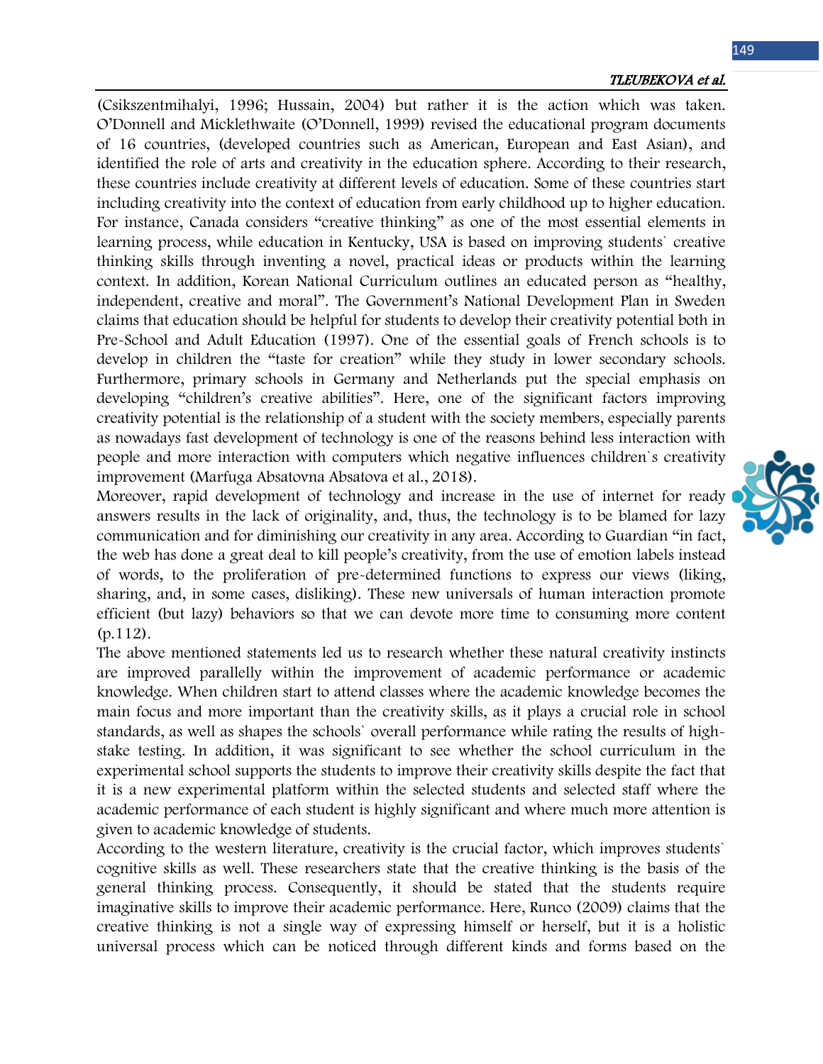(Csikszentmihalyi, 1996; Hussain, 2004) but rather it is the action which was taken. O'Donnell and Micklethwaite (O'Donnell, 1999) revised the educational program documents of 16 countries, (developed countries such as American, European and East Asian), and identified the role of arts and creativity in the education sphere. According to their research, these countries include creativity at different levels of education. Some of these countries start including creativity into the context of education from early childhood up to higher education. For instance, Canada considers "creative thinking" as one of the most essential elements in learning process, while education in Kentucky, USA is based on improving students` creative thinking skills through inventing a novel, practical ideas or products within the learning context. In addition, Korean National Curriculum outlines an educated person as "healthy, independent, creative and moral". The Government's National Development Plan in Sweden claims that education should be helpful for students to develop their creativity potential both in Pre-School and Adult Education (1997). One of the essential goals of French schools is to develop in children the "taste for creation" while they study in lower secondary schools. Furthermore, primary schools in Germany and Netherlands put the special emphasis on developing "children's creative abilities". Here, one of the significant factors improving creativity potential is the relationship of a student with the society members, especially parents as nowadays fast development of technology is one of the reasons behind less interaction with people and more interaction with computers which negative influences children`s creativity improvement (Marfuga Absatovna Absatova et al., 2018).

Moreover, rapid development of technology and increase in the use of internet for ready answers results in the lack of originality, and, thus, the technology is to be blamed for lazy communication and for diminishing our creativity in any area. According to Guardian "in fact, the web has done a great deal to kill people's creativity, from the use of emotion labels instead of words, to the proliferation of pre-determined functions to express our views (liking, sharing, and, in some cases, disliking). These new universals of human interaction promote efficient (but lazy) behaviors so that we can devote more time to consuming more content (p.112).

The above mentioned statements led us to research whether these natural creativity instincts are improved parallelly within the improvement of academic performance or academic knowledge. When children start to attend classes where the academic knowledge becomes the main focus and more important than the creativity skills, as it plays a crucial role in school standards, as well as shapes the schools` overall performance while rating the results of high-stake testing. In addition, it was significant to see whether the school curriculum in the experimental school supports the students to improve their creativity skills despite the fact that it is a new experimental platform within the selected students and selected staff where the academic performance of each student is highly significant and where much more attention is given to academic knowledge of students.

According to the western literature, creativity is the crucial factor, which improves students` cognitive skills as well. These researchers state that the creative thinking is the basis of the general thinking process. Consequently, it should be stated that the students require imaginative skills to improve their academic performance. Here, Runco (2009) claims that the creative thinking is not a single way of expressing himself or herself, but it is a holistic universal process which can be noticed through different kinds and forms based on the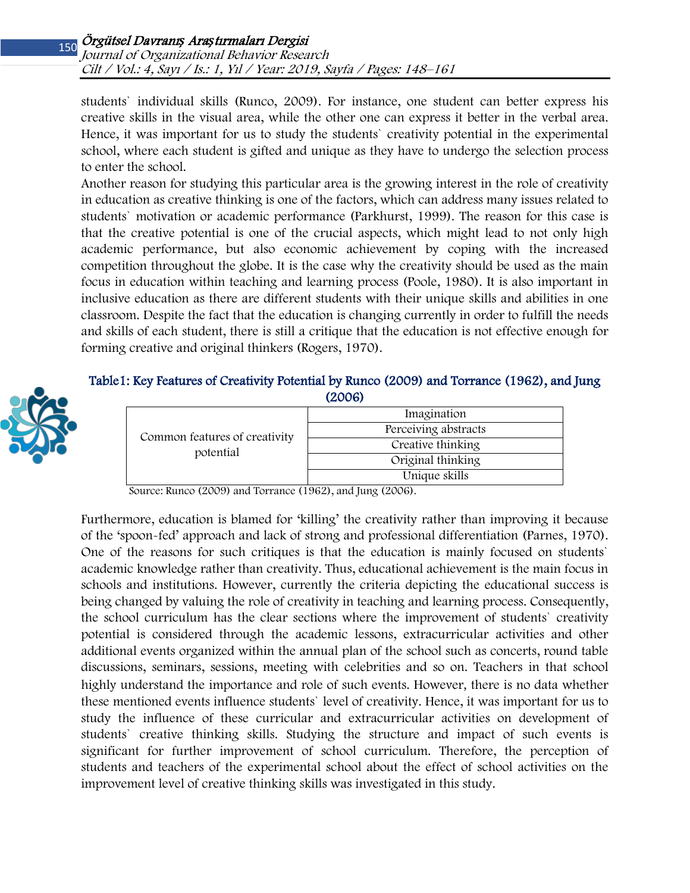students` individual skills (Runco, 2009). For instance, one student can better express his creative skills in the visual area, while the other one can express it better in the verbal area. Hence, it was important for us to study the students` creativity potential in the experimental school, where each student is gifted and unique as they have to undergo the selection process to enter the school.

Another reason for studying this particular area is the growing interest in the role of creativity in education as creative thinking is one of the factors, which can address many issues related to students` motivation or academic performance (Parkhurst, 1999). The reason for this case is that the creative potential is one of the crucial aspects, which might lead to not only high academic performance, but also economic achievement by coping with the increased competition throughout the globe. It is the case why the creativity should be used as the main focus in education within teaching and learning process (Poole, 1980). It is also important in inclusive education as there are different students with their unique skills and abilities in one classroom. Despite the fact that the education is changing currently in order to fulfill the needs and skills of each student, there is still a critique that the education is not effective enough for forming creative and original thinkers (Rogers, 1970).

**Table1: Key Features of Creativity Potential by Runco (2009) and Torrance (1962), and Jung (2006)**

| | |
|---|---|
| Common features of creativity potential | Imagination |
| | Perceiving abstracts |
| | Creative thinking |
| | Original thinking |
| | Unique skills |

Source: Runco (2009) and Torrance (1962), and Jung (2006).

Furthermore, education is blamed for 'killing' the creativity rather than improving it because of the 'spoon-fed' approach and lack of strong and professional differentiation (Parnes, 1970). One of the reasons for such critiques is that the education is mainly focused on students` academic knowledge rather than creativity. Thus, educational achievement is the main focus in schools and institutions. However, currently the criteria depicting the educational success is being changed by valuing the role of creativity in teaching and learning process. Consequently, the school curriculum has the clear sections where the improvement of students` creativity potential is considered through the academic lessons, extracurricular activities and other additional events organized within the annual plan of the school such as concerts, round table discussions, seminars, sessions, meeting with celebrities and so on. Teachers in that school highly understand the importance and role of such events. However, there is no data whether these mentioned events influence students` level of creativity. Hence, it was important for us to study the influence of these curricular and extracurricular activities on development of students` creative thinking skills. Studying the structure and impact of such events is significant for further improvement of school curriculum. Therefore, the perception of students and teachers of the experimental school about the effect of school activities on the improvement level of creative thinking skills was investigated in this study.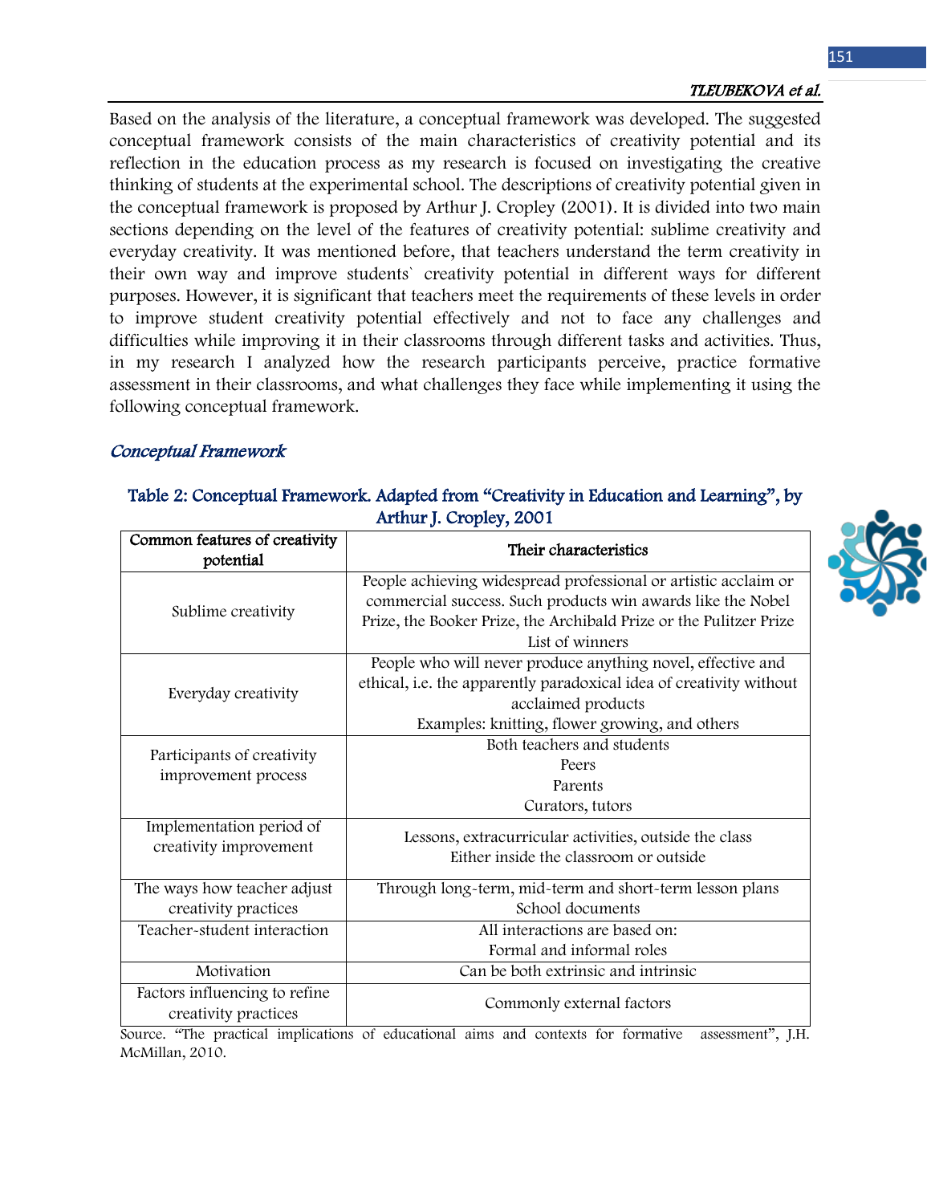Based on the analysis of the literature, a conceptual framework was developed. The suggested conceptual framework consists of the main characteristics of creativity potential and its reflection in the education process as my research is focused on investigating the creative thinking of students at the experimental school. The descriptions of creativity potential given in the conceptual framework is proposed by Arthur J. Cropley (2001). It is divided into two main sections depending on the level of the features of creativity potential: sublime creativity and everyday creativity. It was mentioned before, that teachers understand the term creativity in their own way and improve students` creativity potential in different ways for different purposes. However, it is significant that teachers meet the requirements of these levels in order to improve student creativity potential effectively and not to face any challenges and difficulties while improving it in their classrooms through different tasks and activities. Thus, in my research I analyzed how the research participants perceive, practice formative assessment in their classrooms, and what challenges they face while implementing it using the following conceptual framework.

### *Conceptual Framework*

**Table 2: Conceptual Framework. Adapted from "Creativity in Education and Learning", by Arthur J. Cropley, 2001**

| Common features of creativity potential | Their characteristics |
|---|---|
| Sublime creativity | People achieving widespread professional or artistic acclaim or commercial success. Such products win awards like the Nobel Prize, the Booker Prize, the Archibald Prize or the Pulitzer Prize List of winners |
| Everyday creativity | People who will never produce anything novel, effective and ethical, i.e. the apparently paradoxical idea of creativity without acclaimed products<br>Examples: knitting, flower growing, and others |
| Participants of creativity improvement process | Both teachers and students<br>Peers<br>Parents<br>Curators, tutors |
| Implementation period of creativity improvement | Lessons, extracurricular activities, outside the class<br>Either inside the classroom or outside |
| The ways how teacher adjust creativity practices | Through long-term, mid-term and short-term lesson plans<br>School documents |
| Teacher-student interaction | All interactions are based on:<br>Formal and informal roles |
| Motivation | Can be both extrinsic and intrinsic |
| Factors influencing to refine creativity practices | Commonly external factors |

Source. "The practical implications of educational aims and contexts for formative assessment", J.H. McMillan, 2010.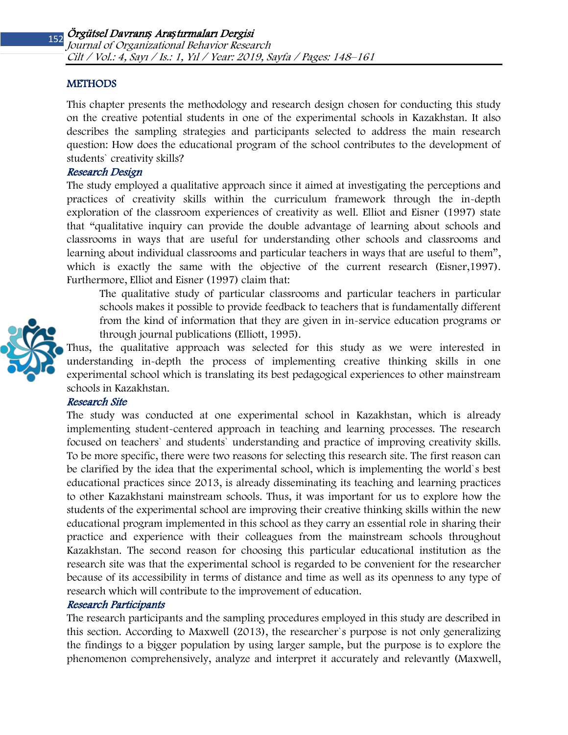## METHODS

This chapter presents the methodology and research design chosen for conducting this study on the creative potential students in one of the experimental schools in Kazakhstan. It also describes the sampling strategies and participants selected to address the main research question: How does the educational program of the school contributes to the development of students` creativity skills?

### Research Design

The study employed a qualitative approach since it aimed at investigating the perceptions and practices of creativity skills within the curriculum framework through the in-depth exploration of the classroom experiences of creativity as well. Elliot and Eisner (1997) state that "qualitative inquiry can provide the double advantage of learning about schools and classrooms in ways that are useful for understanding other schools and classrooms and learning about individual classrooms and particular teachers in ways that are useful to them", which is exactly the same with the objective of the current research (Eisner,1997). Furthermore, Elliot and Eisner (1997) claim that:

> The qualitative study of particular classrooms and particular teachers in particular schools makes it possible to provide feedback to teachers that is fundamentally different from the kind of information that they are given in in-service education programs or through journal publications (Elliott, 1995).

Thus, the qualitative approach was selected for this study as we were interested in understanding in-depth the process of implementing creative thinking skills in one experimental school which is translating its best pedagogical experiences to other mainstream schools in Kazakhstan.

### Research Site

The study was conducted at one experimental school in Kazakhstan, which is already implementing student-centered approach in teaching and learning processes. The research focused on teachers` and students` understanding and practice of improving creativity skills. To be more specific, there were two reasons for selecting this research site. The first reason can be clarified by the idea that the experimental school, which is implementing the world`s best educational practices since 2013, is already disseminating its teaching and learning practices to other Kazakhstani mainstream schools. Thus, it was important for us to explore how the students of the experimental school are improving their creative thinking skills within the new educational program implemented in this school as they carry an essential role in sharing their practice and experience with their colleagues from the mainstream schools throughout Kazakhstan. The second reason for choosing this particular educational institution as the research site was that the experimental school is regarded to be convenient for the researcher because of its accessibility in terms of distance and time as well as its openness to any type of research which will contribute to the improvement of education.

### Research Participants

The research participants and the sampling procedures employed in this study are described in this section. According to Maxwell (2013), the researcher`s purpose is not only generalizing the findings to a bigger population by using larger sample, but the purpose is to explore the phenomenon comprehensively, analyze and interpret it accurately and relevantly (Maxwell,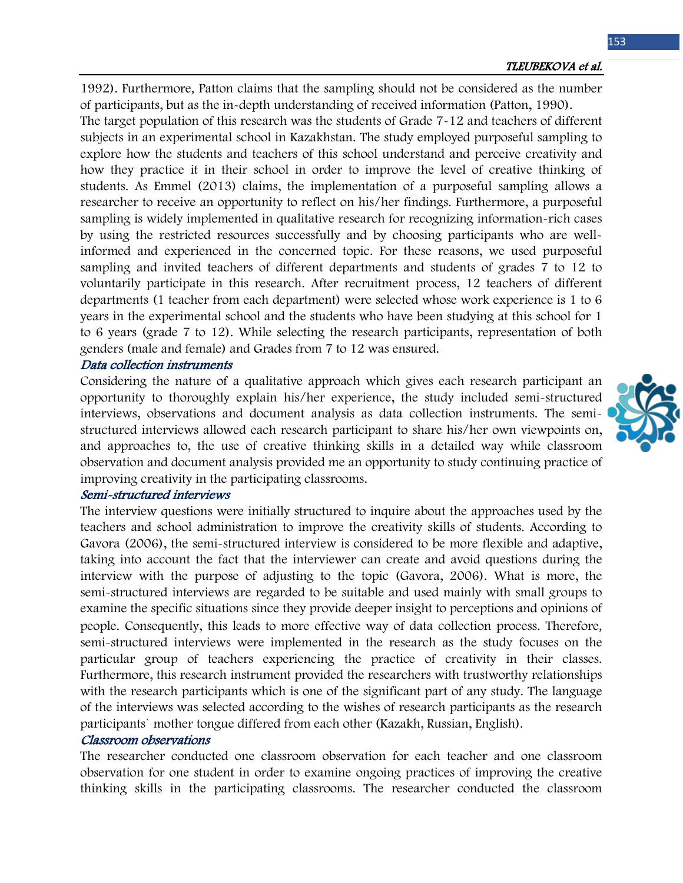1992). Furthermore, Patton claims that the sampling should not be considered as the number of participants, but as the in-depth understanding of received information (Patton, 1990).

The target population of this research was the students of Grade 7-12 and teachers of different subjects in an experimental school in Kazakhstan. The study employed purposeful sampling to explore how the students and teachers of this school understand and perceive creativity and how they practice it in their school in order to improve the level of creative thinking of students. As Emmel (2013) claims, the implementation of a purposeful sampling allows a researcher to receive an opportunity to reflect on his/her findings. Furthermore, a purposeful sampling is widely implemented in qualitative research for recognizing information-rich cases by using the restricted resources successfully and by choosing participants who are well-informed and experienced in the concerned topic. For these reasons, we used purposeful sampling and invited teachers of different departments and students of grades 7 to 12 to voluntarily participate in this research. After recruitment process, 12 teachers of different departments (1 teacher from each department) were selected whose work experience is 1 to 6 years in the experimental school and the students who have been studying at this school for 1 to 6 years (grade 7 to 12). While selecting the research participants, representation of both genders (male and female) and Grades from 7 to 12 was ensured.

### *Data collection instruments*

Considering the nature of a qualitative approach which gives each research participant an opportunity to thoroughly explain his/her experience, the study included semi-structured interviews, observations and document analysis as data collection instruments. The semi-structured interviews allowed each research participant to share his/her own viewpoints on, and approaches to, the use of creative thinking skills in a detailed way while classroom observation and document analysis provided me an opportunity to study continuing practice of improving creativity in the participating classrooms.

### *Semi-structured interviews*

The interview questions were initially structured to inquire about the approaches used by the teachers and school administration to improve the creativity skills of students. According to Gavora (2006), the semi-structured interview is considered to be more flexible and adaptive, taking into account the fact that the interviewer can create and avoid questions during the interview with the purpose of adjusting to the topic (Gavora, 2006). What is more, the semi-structured interviews are regarded to be suitable and used mainly with small groups to examine the specific situations since they provide deeper insight to perceptions and opinions of people. Consequently, this leads to more effective way of data collection process. Therefore, semi-structured interviews were implemented in the research as the study focuses on the particular group of teachers experiencing the practice of creativity in their classes. Furthermore, this research instrument provided the researchers with trustworthy relationships with the research participants which is one of the significant part of any study. The language of the interviews was selected according to the wishes of research participants as the research participants` mother tongue differed from each other (Kazakh, Russian, English).

### *Classroom observations*

The researcher conducted one classroom observation for each teacher and one classroom observation for one student in order to examine ongoing practices of improving the creative thinking skills in the participating classrooms. The researcher conducted the classroom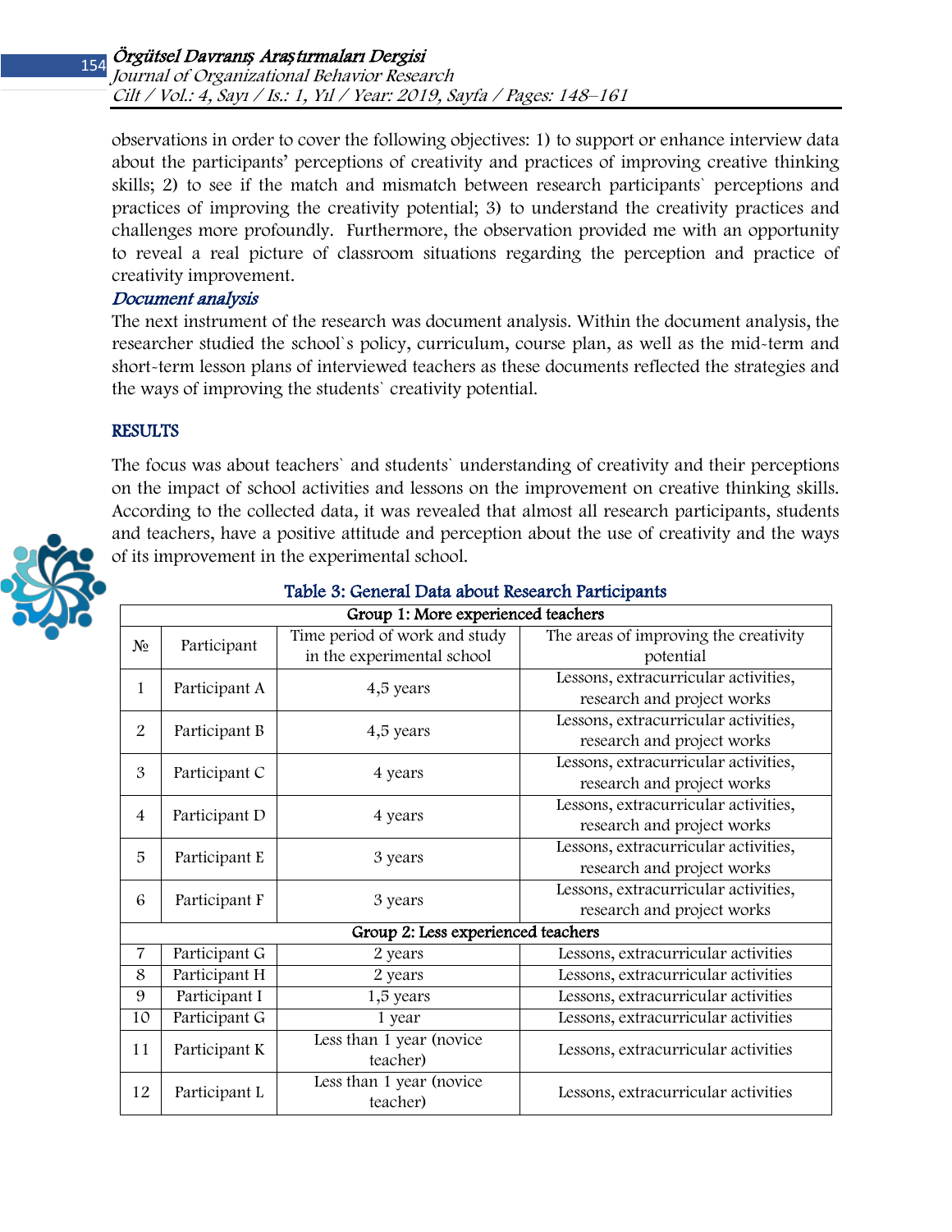observations in order to cover the following objectives: 1) to support or enhance interview data about the participants' perceptions of creativity and practices of improving creative thinking skills; 2) to see if the match and mismatch between research participants` perceptions and practices of improving the creativity potential; 3) to understand the creativity practices and challenges more profoundly. Furthermore, the observation provided me with an opportunity to reveal a real picture of classroom situations regarding the perception and practice of creativity improvement.

### *Document analysis*

The next instrument of the research was document analysis. Within the document analysis, the researcher studied the school`s policy, curriculum, course plan, as well as the mid-term and short-term lesson plans of interviewed teachers as these documents reflected the strategies and the ways of improving the students` creativity potential.

## RESULTS

The focus was about teachers` and students` understanding of creativity and their perceptions on the impact of school activities and lessons on the improvement on creative thinking skills. According to the collected data, it was revealed that almost all research participants, students and teachers, have a positive attitude and perception about the use of creativity and the ways of its improvement in the experimental school.

**Table 3: General Data about Research Participants**

| Group 1: More experienced teachers | | | |
|---|---|---|---|
| № | Participant | Time period of work and study in the experimental school | The areas of improving the creativity potential |
| 1 | Participant A | 4,5 years | Lessons, extracurricular activities, research and project works |
| 2 | Participant B | 4,5 years | Lessons, extracurricular activities, research and project works |
| 3 | Participant C | 4 years | Lessons, extracurricular activities, research and project works |
| 4 | Participant D | 4 years | Lessons, extracurricular activities, research and project works |
| 5 | Participant E | 3 years | Lessons, extracurricular activities, research and project works |
| 6 | Participant F | 3 years | Lessons, extracurricular activities, research and project works |
| **Group 2: Less experienced teachers** | | | |
| 7 | Participant G | 2 years | Lessons, extracurricular activities |
| 8 | Participant H | 2 years | Lessons, extracurricular activities |
| 9 | Participant I | 1,5 years | Lessons, extracurricular activities |
| 10 | Participant G | 1 year | Lessons, extracurricular activities |
| 11 | Participant K | Less than 1 year (novice teacher) | Lessons, extracurricular activities |
| 12 | Participant L | Less than 1 year (novice teacher) | Lessons, extracurricular activities |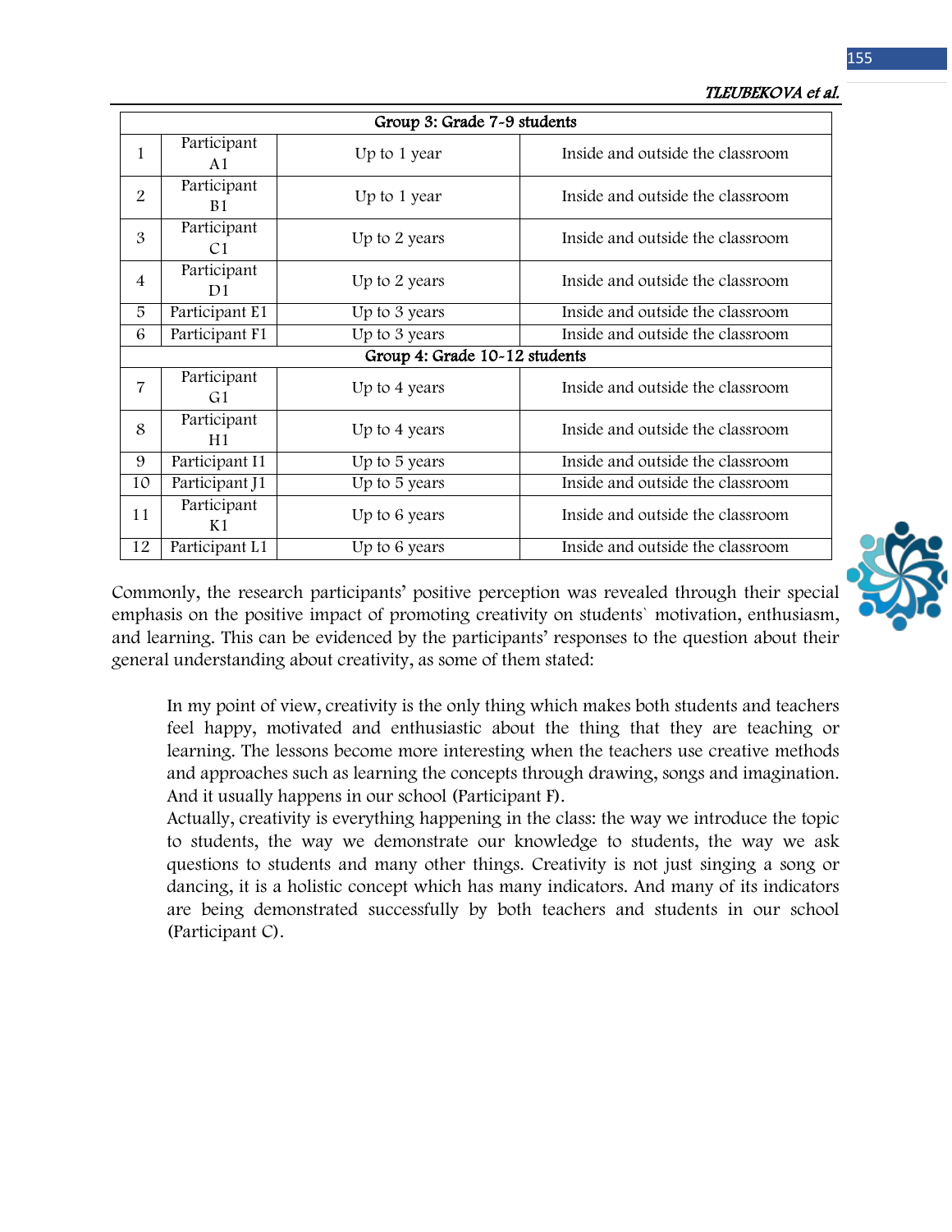| Group 3: Grade 7-9 students | | | |
|---|---|---|---|
| 1 | Participant A1 | Up to 1 year | Inside and outside the classroom |
| 2 | Participant B1 | Up to 1 year | Inside and outside the classroom |
| 3 | Participant C1 | Up to 2 years | Inside and outside the classroom |
| 4 | Participant D1 | Up to 2 years | Inside and outside the classroom |
| 5 | Participant E1 | Up to 3 years | Inside and outside the classroom |
| 6 | Participant F1 | Up to 3 years | Inside and outside the classroom |
| **Group 4: Grade 10-12 students** | | | |
| 7 | Participant G1 | Up to 4 years | Inside and outside the classroom |
| 8 | Participant H1 | Up to 4 years | Inside and outside the classroom |
| 9 | Participant I1 | Up to 5 years | Inside and outside the classroom |
| 10 | Participant J1 | Up to 5 years | Inside and outside the classroom |
| 11 | Participant K1 | Up to 6 years | Inside and outside the classroom |
| 12 | Participant L1 | Up to 6 years | Inside and outside the classroom |

Commonly, the research participants' positive perception was revealed through their special emphasis on the positive impact of promoting creativity on students` motivation, enthusiasm, and learning. This can be evidenced by the participants' responses to the question about their general understanding about creativity, as some of them stated:

> In my point of view, creativity is the only thing which makes both students and teachers feel happy, motivated and enthusiastic about the thing that they are teaching or learning. The lessons become more interesting when the teachers use creative methods and approaches such as learning the concepts through drawing, songs and imagination. And it usually happens in our school (Participant F).
>
> Actually, creativity is everything happening in the class: the way we introduce the topic to students, the way we demonstrate our knowledge to students, the way we ask questions to students and many other things. Creativity is not just singing a song or dancing, it is a holistic concept which has many indicators. And many of its indicators are being demonstrated successfully by both teachers and students in our school (Participant C).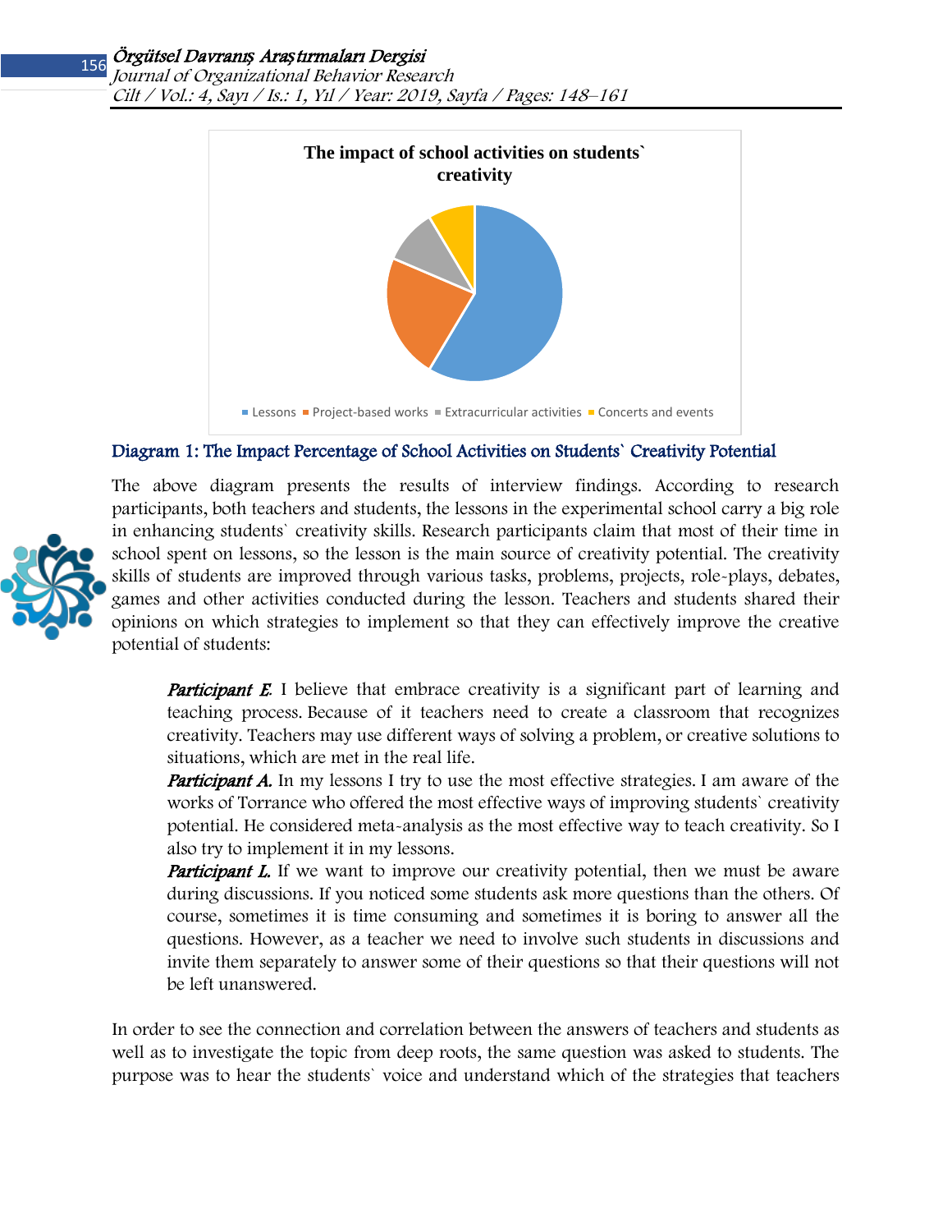Diagram 1: The Impact Percentage of School Activities on Students` Creativity Potential

The above diagram presents the results of interview findings. According to research participants, both teachers and students, the lessons in the experimental school carry a big role in enhancing students` creativity skills. Research participants claim that most of their time in school spent on lessons, so the lesson is the main source of creativity potential. The creativity skills of students are improved through various tasks, problems, projects, role-plays, debates, games and other activities conducted during the lesson. Teachers and students shared their opinions on which strategies to implement so that they can effectively improve the creative potential of students:

> ***Participant E.*** I believe that embrace creativity is a significant part of learning and teaching process. Because of it teachers need to create a classroom that recognizes creativity. Teachers may use different ways of solving a problem, or creative solutions to situations, which are met in the real life.
>
> ***Participant A.*** In my lessons I try to use the most effective strategies. I am aware of the works of Torrance who offered the most effective ways of improving students` creativity potential. He considered meta-analysis as the most effective way to teach creativity. So I also try to implement it in my lessons.
>
> ***Participant L.*** If we want to improve our creativity potential, then we must be aware during discussions. If you noticed some students ask more questions than the others. Of course, sometimes it is time consuming and sometimes it is boring to answer all the questions. However, as a teacher we need to involve such students in discussions and invite them separately to answer some of their questions so that their questions will not be left unanswered.

In order to see the connection and correlation between the answers of teachers and students as well as to investigate the topic from deep roots, the same question was asked to students. The purpose was to hear the students` voice and understand which of the strategies that teachers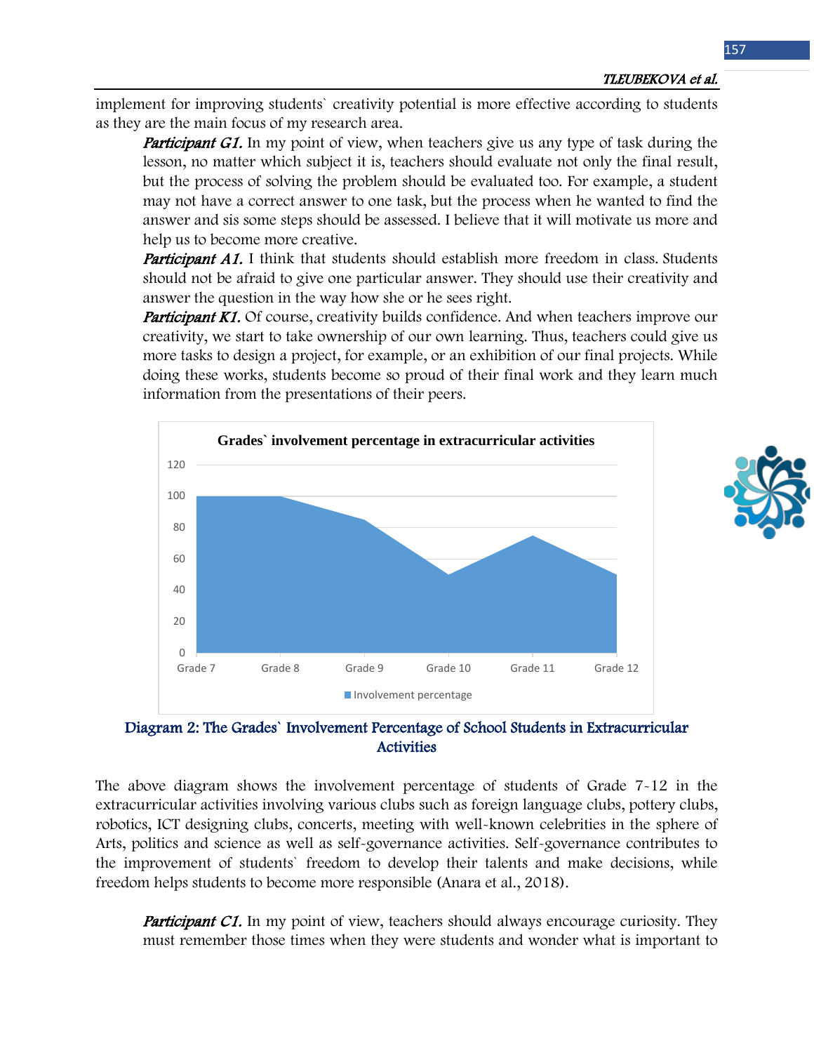implement for improving students` creativity potential is more effective according to students as they are the main focus of my research area.

> ***Participant G1.*** In my point of view, when teachers give us any type of task during the lesson, no matter which subject it is, teachers should evaluate not only the final result, but the process of solving the problem should be evaluated too. For example, a student may not have a correct answer to one task, but the process when he wanted to find the answer and sis some steps should be assessed. I believe that it will motivate us more and help us to become more creative.
>
> ***Participant A1.*** I think that students should establish more freedom in class. Students should not be afraid to give one particular answer. They should use their creativity and answer the question in the way how she or he sees right.
>
> ***Participant K1.*** Of course, creativity builds confidence. And when teachers improve our creativity, we start to take ownership of our own learning. Thus, teachers could give us more tasks to design a project, for example, or an exhibition of our final projects. While doing these works, students become so proud of their final work and they learn much information from the presentations of their peers.

**Grades` involvement percentage in extracurricular activities**

| | Grade 7 | Grade 8 | Grade 9 | Grade 10 | Grade 11 | Grade 12 |
|---|---|---|---|---|---|---|
| Involvement percentage | 100 | 100 | 85 | 50 | 75 | 50 |

Diagram 2: The Grades` Involvement Percentage of School Students in Extracurricular Activities

The above diagram shows the involvement percentage of students of Grade 7-12 in the extracurricular activities involving various clubs such as foreign language clubs, pottery clubs, robotics, ICT designing clubs, concerts, meeting with well-known celebrities in the sphere of Arts, politics and science as well as self-governance activities. Self-governance contributes to the improvement of students` freedom to develop their talents and make decisions, while freedom helps students to become more responsible (Anara et al., 2018).

> ***Participant C1.*** In my point of view, teachers should always encourage curiosity. They must remember those times when they were students and wonder what is important to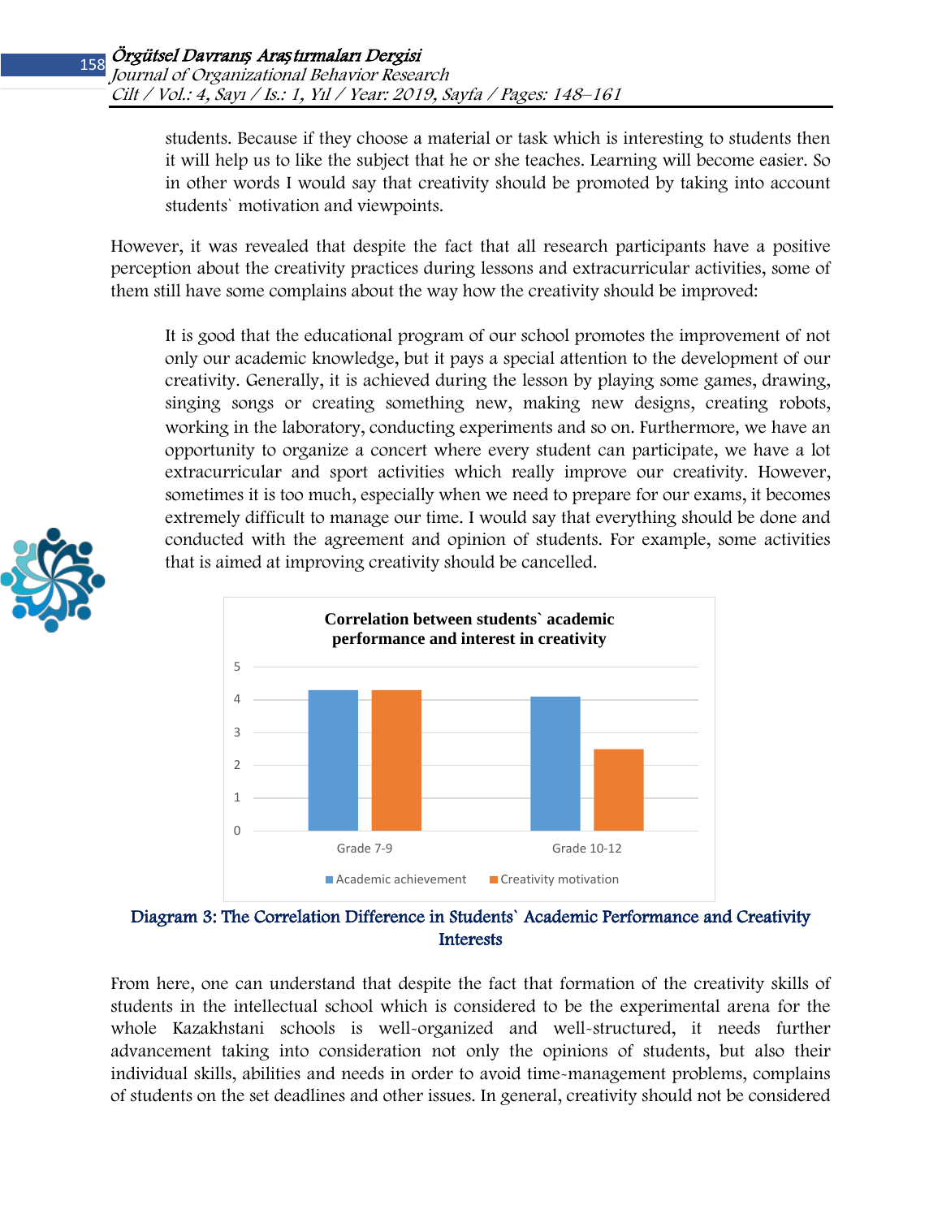> students. Because if they choose a material or task which is interesting to students then it will help us to like the subject that he or she teaches. Learning will become easier. So in other words I would say that creativity should be promoted by taking into account students` motivation and viewpoints.

However, it was revealed that despite the fact that all research participants have a positive perception about the creativity practices during lessons and extracurricular activities, some of them still have some complains about the way how the creativity should be improved:

> It is good that the educational program of our school promotes the improvement of not only our academic knowledge, but it pays a special attention to the development of our creativity. Generally, it is achieved during the lesson by playing some games, drawing, singing songs or creating something new, making new designs, creating robots, working in the laboratory, conducting experiments and so on. Furthermore, we have an opportunity to organize a concert where every student can participate, we have a lot extracurricular and sport activities which really improve our creativity. However, sometimes it is too much, especially when we need to prepare for our exams, it becomes extremely difficult to manage our time. I would say that everything should be done and conducted with the agreement and opinion of students. For example, some activities that is aimed at improving creativity should be cancelled.

**Correlation between students` academic performance and interest in creativity**

| | Academic achievement | Creativity motivation |
|---|---|---|
| Grade 7-9 | 4.3 | 4.3 |
| Grade 10-12 | 4.1 | 2.5 |

**Diagram 3: The Correlation Difference in Students` Academic Performance and Creativity Interests**

From here, one can understand that despite the fact that formation of the creativity skills of students in the intellectual school which is considered to be the experimental arena for the whole Kazakhstani schools is well-organized and well-structured, it needs further advancement taking into consideration not only the opinions of students, but also their individual skills, abilities and needs in order to avoid time-management problems, complains of students on the set deadlines and other issues. In general, creativity should not be considered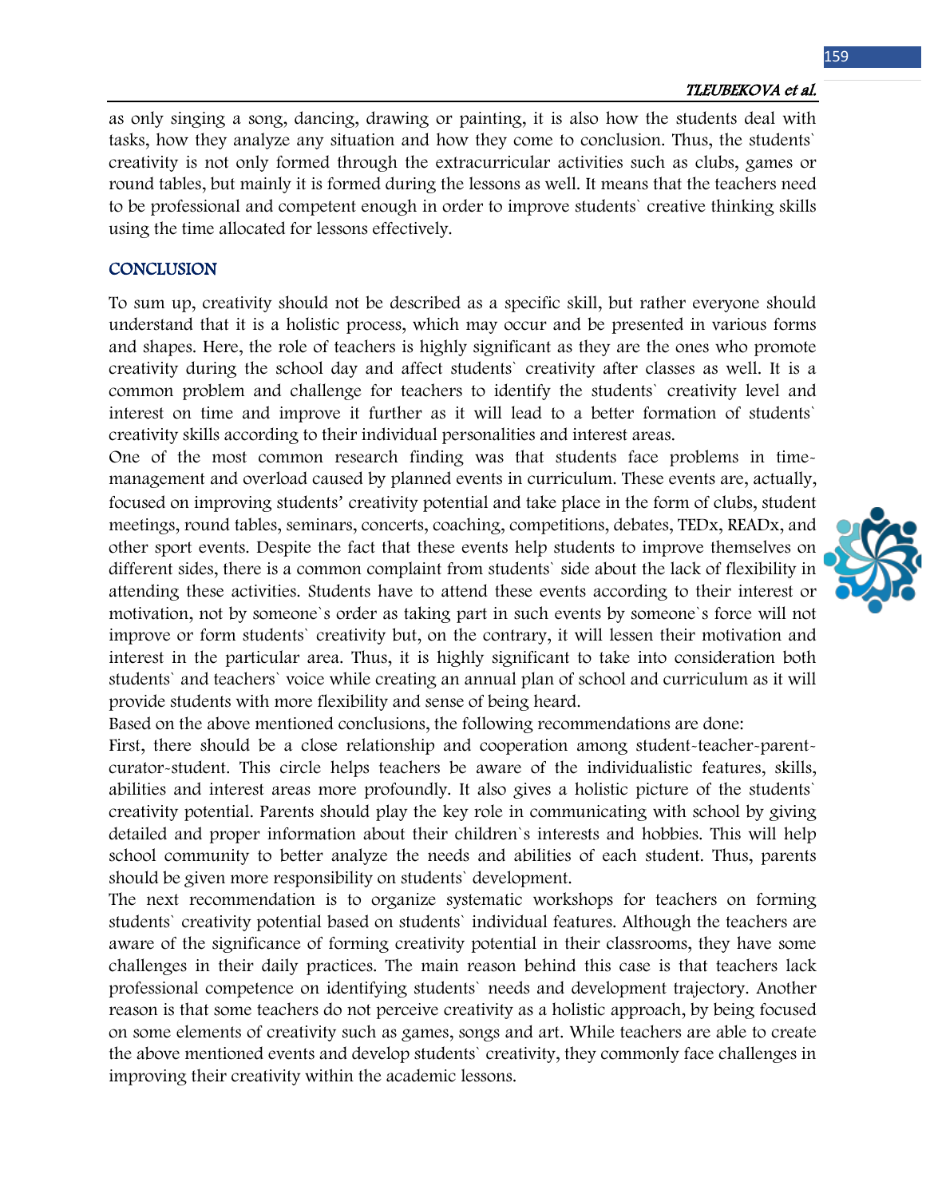as only singing a song, dancing, drawing or painting, it is also how the students deal with tasks, how they analyze any situation and how they come to conclusion. Thus, the students` creativity is not only formed through the extracurricular activities such as clubs, games or round tables, but mainly it is formed during the lessons as well. It means that the teachers need to be professional and competent enough in order to improve students` creative thinking skills using the time allocated for lessons effectively.

## CONCLUSION

To sum up, creativity should not be described as a specific skill, but rather everyone should understand that it is a holistic process, which may occur and be presented in various forms and shapes. Here, the role of teachers is highly significant as they are the ones who promote creativity during the school day and affect students` creativity after classes as well. It is a common problem and challenge for teachers to identify the students` creativity level and interest on time and improve it further as it will lead to a better formation of students` creativity skills according to their individual personalities and interest areas.

One of the most common research finding was that students face problems in time-management and overload caused by planned events in curriculum. These events are, actually, focused on improving students' creativity potential and take place in the form of clubs, student meetings, round tables, seminars, concerts, coaching, competitions, debates, TEDx, READx, and other sport events. Despite the fact that these events help students to improve themselves on different sides, there is a common complaint from students` side about the lack of flexibility in attending these activities. Students have to attend these events according to their interest or motivation, not by someone`s order as taking part in such events by someone`s force will not improve or form students` creativity but, on the contrary, it will lessen their motivation and interest in the particular area. Thus, it is highly significant to take into consideration both students` and teachers` voice while creating an annual plan of school and curriculum as it will provide students with more flexibility and sense of being heard.

Based on the above mentioned conclusions, the following recommendations are done:

First, there should be a close relationship and cooperation among student-teacher-parent-curator-student. This circle helps teachers be aware of the individualistic features, skills, abilities and interest areas more profoundly. It also gives a holistic picture of the students` creativity potential. Parents should play the key role in communicating with school by giving detailed and proper information about their children`s interests and hobbies. This will help school community to better analyze the needs and abilities of each student. Thus, parents should be given more responsibility on students` development.

The next recommendation is to organize systematic workshops for teachers on forming students` creativity potential based on students` individual features. Although the teachers are aware of the significance of forming creativity potential in their classrooms, they have some challenges in their daily practices. The main reason behind this case is that teachers lack professional competence on identifying students` needs and development trajectory. Another reason is that some teachers do not perceive creativity as a holistic approach, by being focused on some elements of creativity such as games, songs and art. While teachers are able to create the above mentioned events and develop students` creativity, they commonly face challenges in improving their creativity within the academic lessons.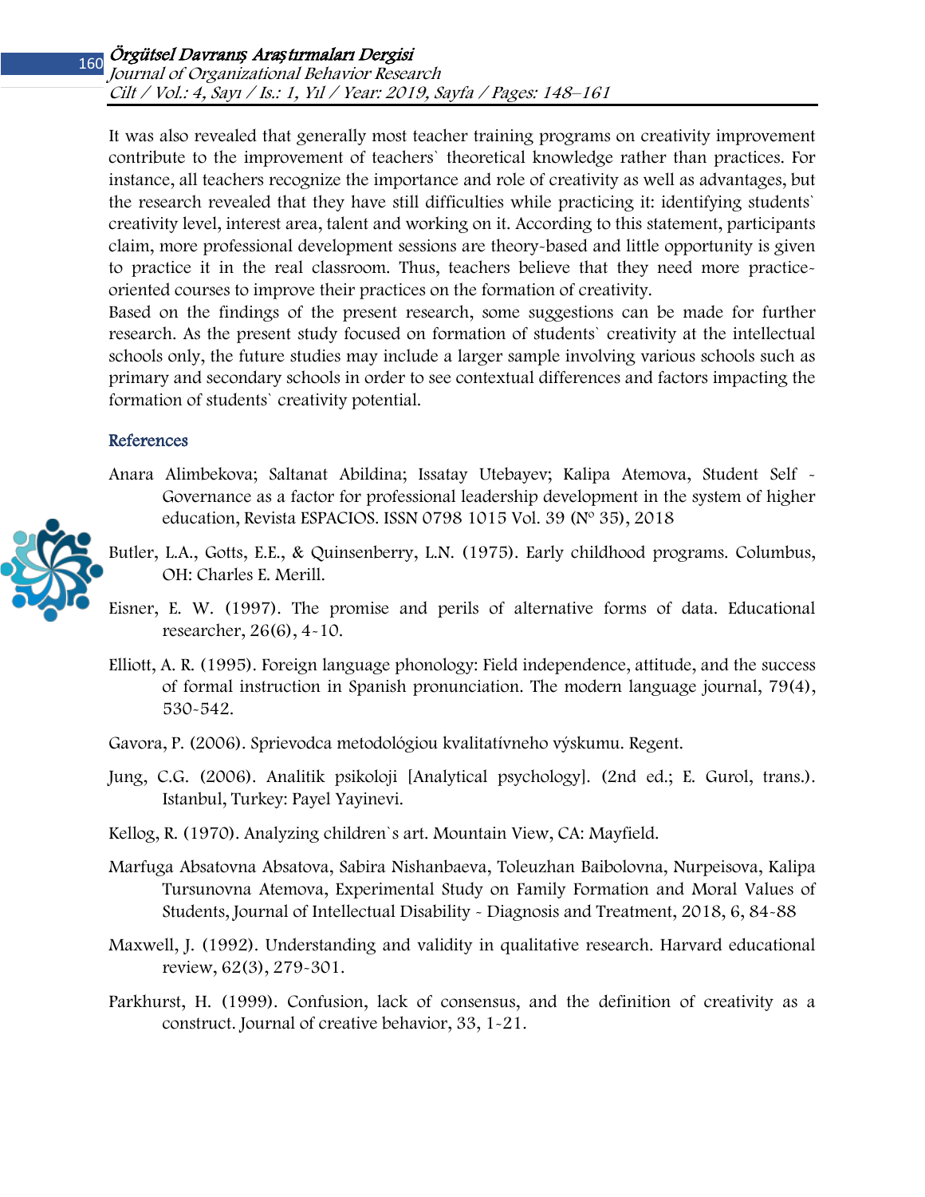It was also revealed that generally most teacher training programs on creativity improvement contribute to the improvement of teachers` theoretical knowledge rather than practices. For instance, all teachers recognize the importance and role of creativity as well as advantages, but the research revealed that they have still difficulties while practicing it: identifying students` creativity level, interest area, talent and working on it. According to this statement, participants claim, more professional development sessions are theory-based and little opportunity is given to practice it in the real classroom. Thus, teachers believe that they need more practice-oriented courses to improve their practices on the formation of creativity.
Based on the findings of the present research, some suggestions can be made for further research. As the present study focused on formation of students` creativity at the intellectual schools only, the future studies may include a larger sample involving various schools such as primary and secondary schools in order to see contextual differences and factors impacting the formation of students` creativity potential.

## References

Anara Alimbekova; Saltanat Abildina; Issatay Utebayev; Kalipa Atemova, Student Self - Governance as a factor for professional leadership development in the system of higher education, Revista ESPACIOS. ISSN 0798 1015 Vol. 39 (Nº 35), 2018

Butler, L.A., Gotts, E.E., & Quinsenberry, L.N. (1975). Early childhood programs. Columbus, OH: Charles E. Merill.

Eisner, E. W. (1997). The promise and perils of alternative forms of data. Educational researcher, 26(6), 4-10.

Elliott, A. R. (1995). Foreign language phonology: Field independence, attitude, and the success of formal instruction in Spanish pronunciation. The modern language journal, 79(4), 530-542.

Gavora, P. (2006). Sprievodca metodológiou kvalitatívneho výskumu. Regent.

Jung, C.G. (2006). Analitik psikoloji [Analytical psychology]. (2nd ed.; E. Gurol, trans.). Istanbul, Turkey: Payel Yayinevi.

Kellog, R. (1970). Analyzing children`s art. Mountain View, CA: Mayfield.

Marfuga Absatovna Absatova, Sabira Nishanbaeva, Toleuzhan Baibolovna, Nurpeisova, Kalipa Tursunovna Atemova, Experimental Study on Family Formation and Moral Values of Students, Journal of Intellectual Disability - Diagnosis and Treatment, 2018, 6, 84-88

Maxwell, J. (1992). Understanding and validity in qualitative research. Harvard educational review, 62(3), 279-301.

Parkhurst, H. (1999). Confusion, lack of consensus, and the definition of creativity as a construct. Journal of creative behavior, 33, 1-21.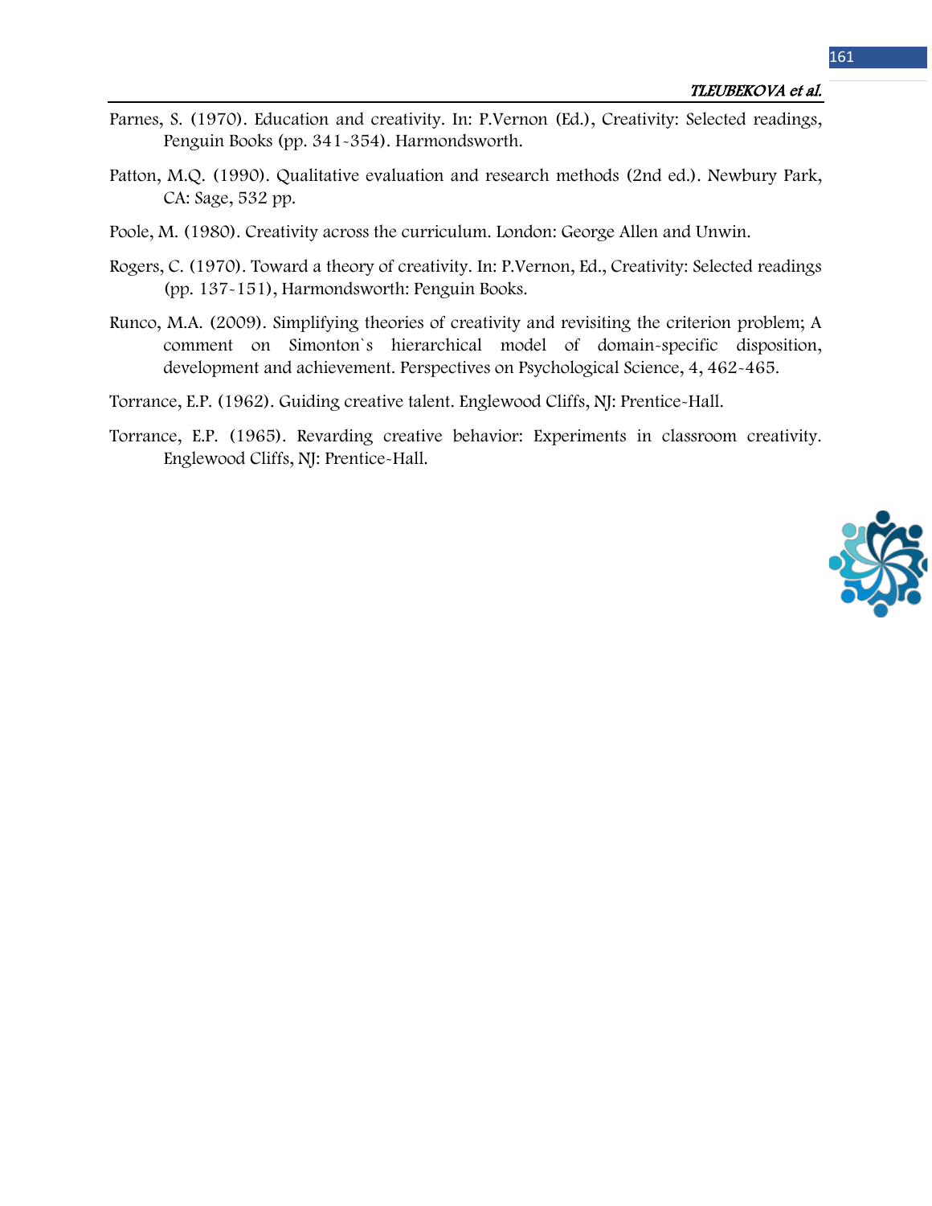Parnes, S. (1970). Education and creativity. In: P.Vernon (Ed.), Creativity: Selected readings, Penguin Books (pp. 341-354). Harmondsworth.

Patton, M.Q. (1990). Qualitative evaluation and research methods (2nd ed.). Newbury Park, CA: Sage, 532 pp.

Poole, M. (1980). Creativity across the curriculum. London: George Allen and Unwin.

Rogers, C. (1970). Toward a theory of creativity. In: P.Vernon, Ed., Creativity: Selected readings (pp. 137-151), Harmondsworth: Penguin Books.

Runco, M.A. (2009). Simplifying theories of creativity and revisiting the criterion problem; A comment on Simonton`s hierarchical model of domain-specific disposition, development and achievement. Perspectives on Psychological Science, 4, 462-465.

Torrance, E.P. (1962). Guiding creative talent. Englewood Cliffs, NJ: Prentice-Hall.

Torrance, E.P. (1965). Revarding creative behavior: Experiments in classroom creativity. Englewood Cliffs, NJ: Prentice-Hall.